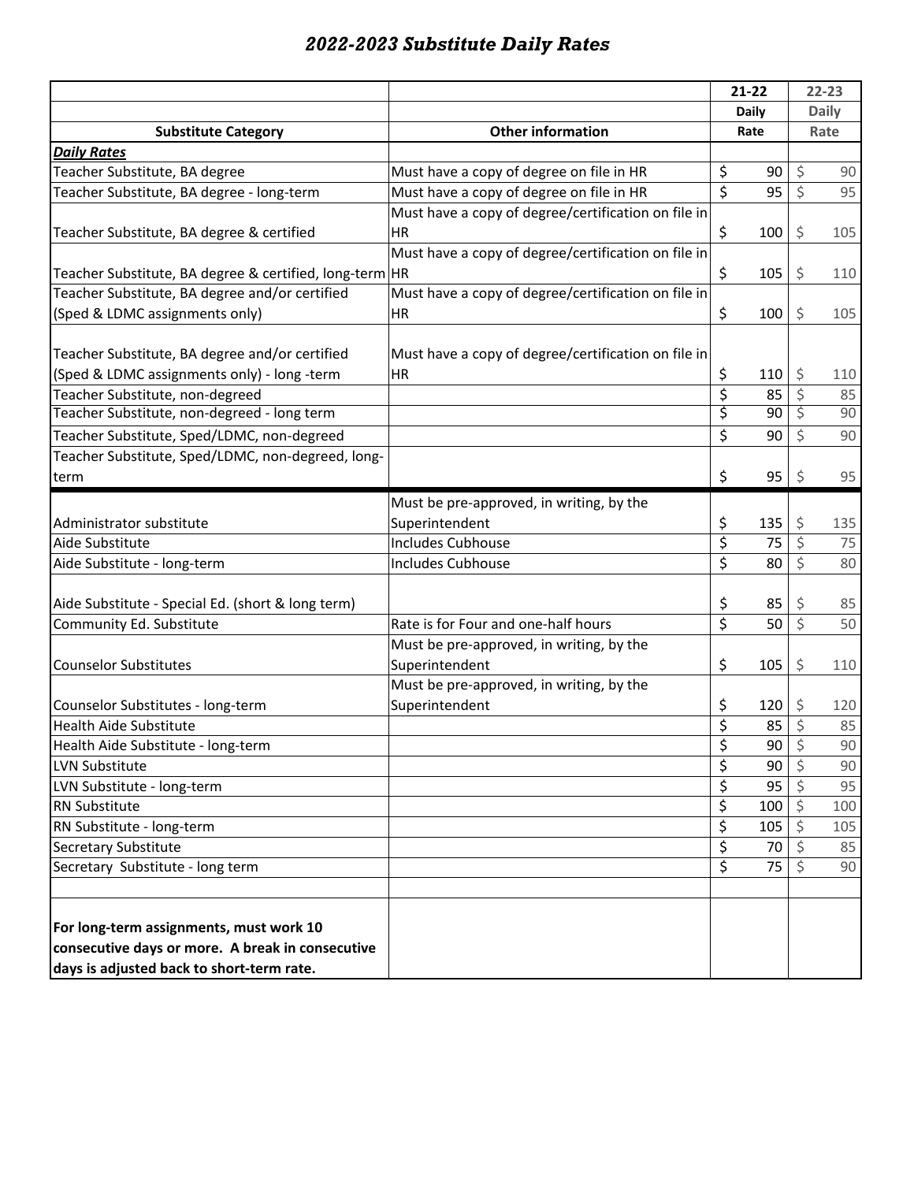# *2022-2023 Substitute Daily Rates*

| Substitute Category | Other information | 21-22 Daily Rate | 22-23 Daily Rate |
|---|---|---|---|
| ***Daily Rates*** | | | |
| Teacher Substitute, BA degree | Must have a copy of degree on file in HR | $ 90 | $ 90 |
| Teacher Substitute, BA degree - long-term | Must have a copy of degree on file in HR | $ 95 | $ 95 |
| Teacher Substitute, BA degree & certified | Must have a copy of degree/certification on file in HR | $ 100 | $ 105 |
| Teacher Substitute, BA degree & certified, long-term | Must have a copy of degree/certification on file in HR | $ 105 | $ 110 |
| Teacher Substitute, BA degree and/or certified (Sped & LDMC assignments only) | Must have a copy of degree/certification on file in HR | $ 100 | $ 105 |
| Teacher Substitute, BA degree and/or certified (Sped & LDMC assignments only) - long -term | Must have a copy of degree/certification on file in HR | $ 110 | $ 110 |
| Teacher Substitute, non-degreed | | $ 85 | $ 85 |
| Teacher Substitute, non-degreed - long term | | $ 90 | $ 90 |
| Teacher Substitute, Sped/LDMC, non-degreed | | $ 90 | $ 90 |
| Teacher Substitute, Sped/LDMC, non-degreed, long-term | | $ 95 | $ 95 |
| Administrator substitute | Must be pre-approved, in writing, by the Superintendent | $ 135 | $ 135 |
| Aide Substitute | Includes Cubhouse | $ 75 | $ 75 |
| Aide Substitute - long-term | Includes Cubhouse | $ 80 | $ 80 |
| Aide Substitute - Special Ed. (short & long term) | | $ 85 | $ 85 |
| Community Ed. Substitute | Rate is for Four and one-half hours | $ 50 | $ 50 |
| Counselor Substitutes | Must be pre-approved, in writing, by the Superintendent | $ 105 | $ 110 |
| Counselor Substitutes - long-term | Must be pre-approved, in writing, by the Superintendent | $ 120 | $ 120 |
| Health Aide Substitute | | $ 85 | $ 85 |
| Health Aide Substitute - long-term | | $ 90 | $ 90 |
| LVN Substitute | | $ 90 | $ 90 |
| LVN Substitute - long-term | | $ 95 | $ 95 |
| RN Substitute | | $ 100 | $ 100 |
| RN Substitute - long-term | | $ 105 | $ 105 |
| Secretary Substitute | | $ 70 | $ 85 |
| Secretary Substitute - long term | | $ 75 | $ 90 |
| | | | |
| **For long-term assignments, must work 10 consecutive days or more. A break in consecutive days is adjusted back to short-term rate.** | | | |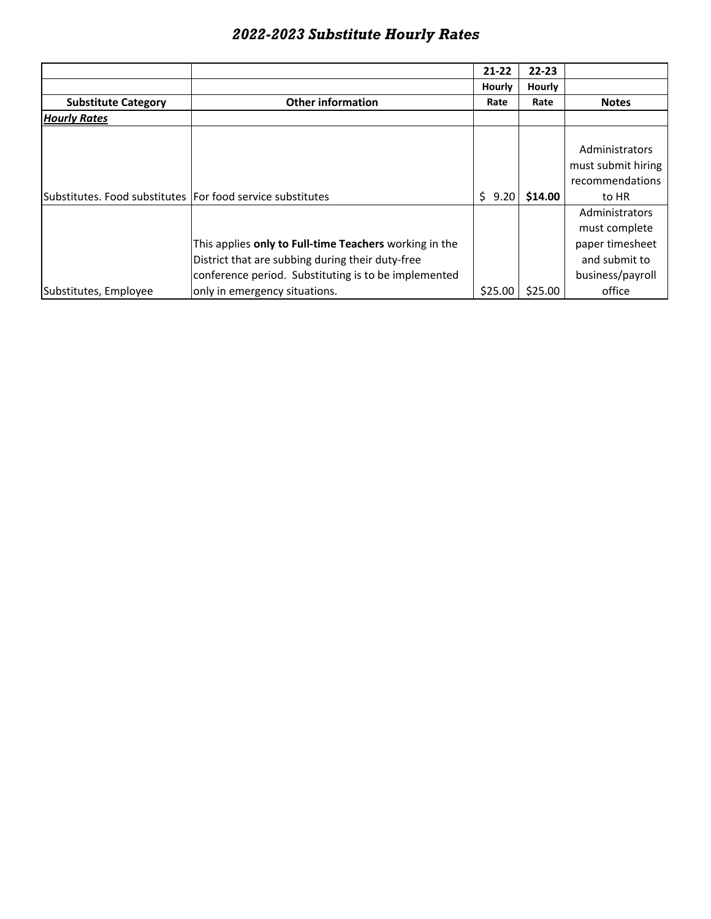# *2022-2023 Substitute Hourly Rates*

| Substitute Category | Other information | 21-22 Hourly Rate | 22-23 Hourly Rate | Notes |
|---|---|---|---|---|
| ***Hourly Rates*** | | | | |
| Substitutes. Food substitutes | For food service substitutes | $ 9.20 | **$14.00** | Administrators must submit hiring recommendations to HR |
| Substitutes, Employee | This applies **only to Full-time Teachers** working in the District that are subbing during their duty-free conference period. Substituting is to be implemented only in emergency situations. | $25.00 | $25.00 | Administrators must complete paper timesheet and submit to business/payroll office |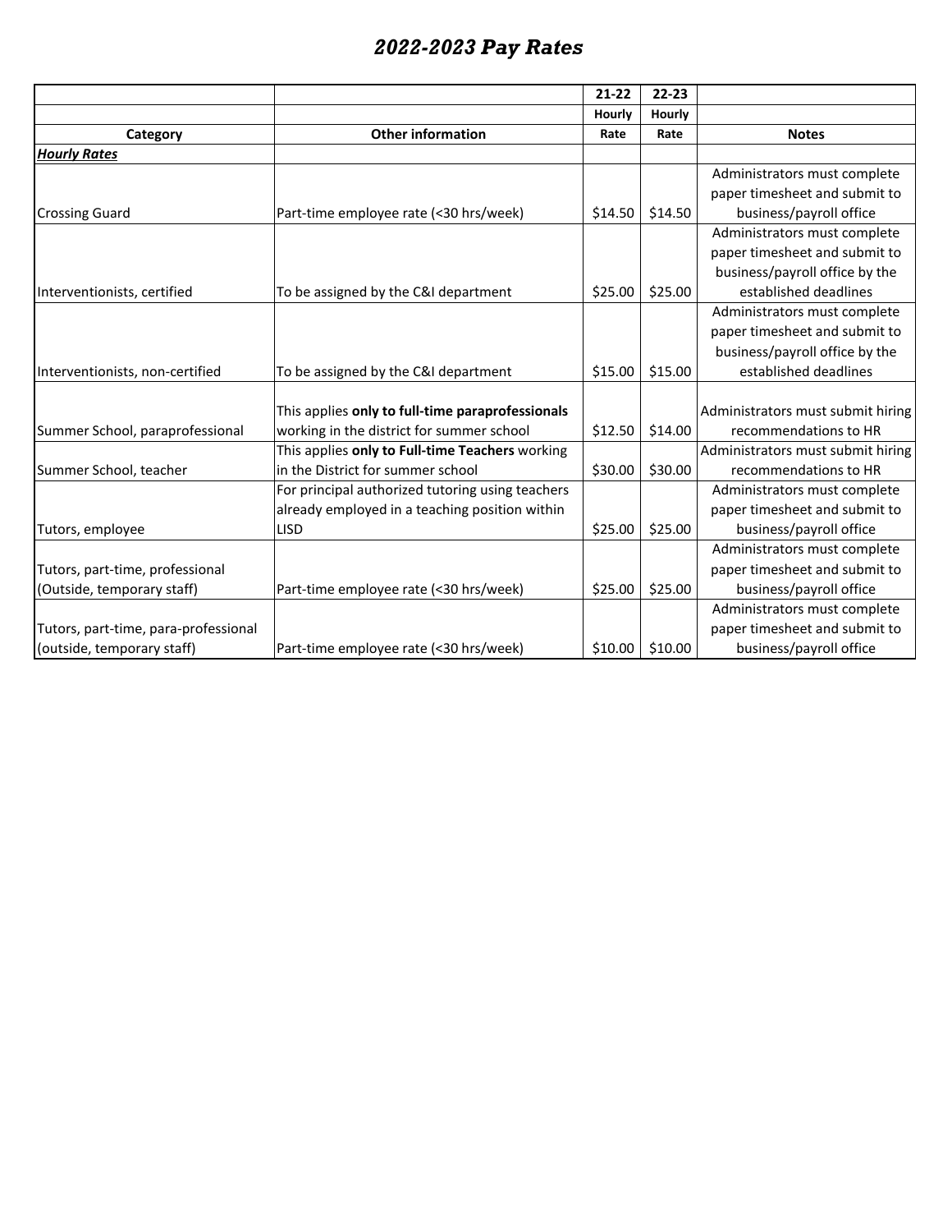# *2022-2023 Pay Rates*

| | | 21-22 | 22-23 | |
|---|---|---|---|---|
| | | Hourly | Hourly | |
| **Category** | **Other information** | **Rate** | **Rate** | **Notes** |
| ***Hourly Rates*** | | | | |
| Crossing Guard | Part-time employee rate (<30 hrs/week) | $14.50 | $14.50 | Administrators must complete paper timesheet and submit to business/payroll office |
| Interventionists, certified | To be assigned by the C&I department | $25.00 | $25.00 | Administrators must complete paper timesheet and submit to business/payroll office by the established deadlines |
| Interventionists, non-certified | To be assigned by the C&I department | $15.00 | $15.00 | Administrators must complete paper timesheet and submit to business/payroll office by the established deadlines |
| Summer School, paraprofessional | This applies **only to full-time paraprofessionals** working in the district for summer school | $12.50 | $14.00 | Administrators must submit hiring recommendations to HR |
| Summer School, teacher | This applies **only to Full-time Teachers** working in the District for summer school | $30.00 | $30.00 | Administrators must submit hiring recommendations to HR |
| Tutors, employee | For principal authorized tutoring using teachers already employed in a teaching position within LISD | $25.00 | $25.00 | Administrators must complete paper timesheet and submit to business/payroll office |
| Tutors, part-time, professional (Outside, temporary staff) | Part-time employee rate (<30 hrs/week) | $25.00 | $25.00 | Administrators must complete paper timesheet and submit to business/payroll office |
| Tutors, part-time, para-professional (outside, temporary staff) | Part-time employee rate (<30 hrs/week) | $10.00 | $10.00 | Administrators must complete paper timesheet and submit to business/payroll office |